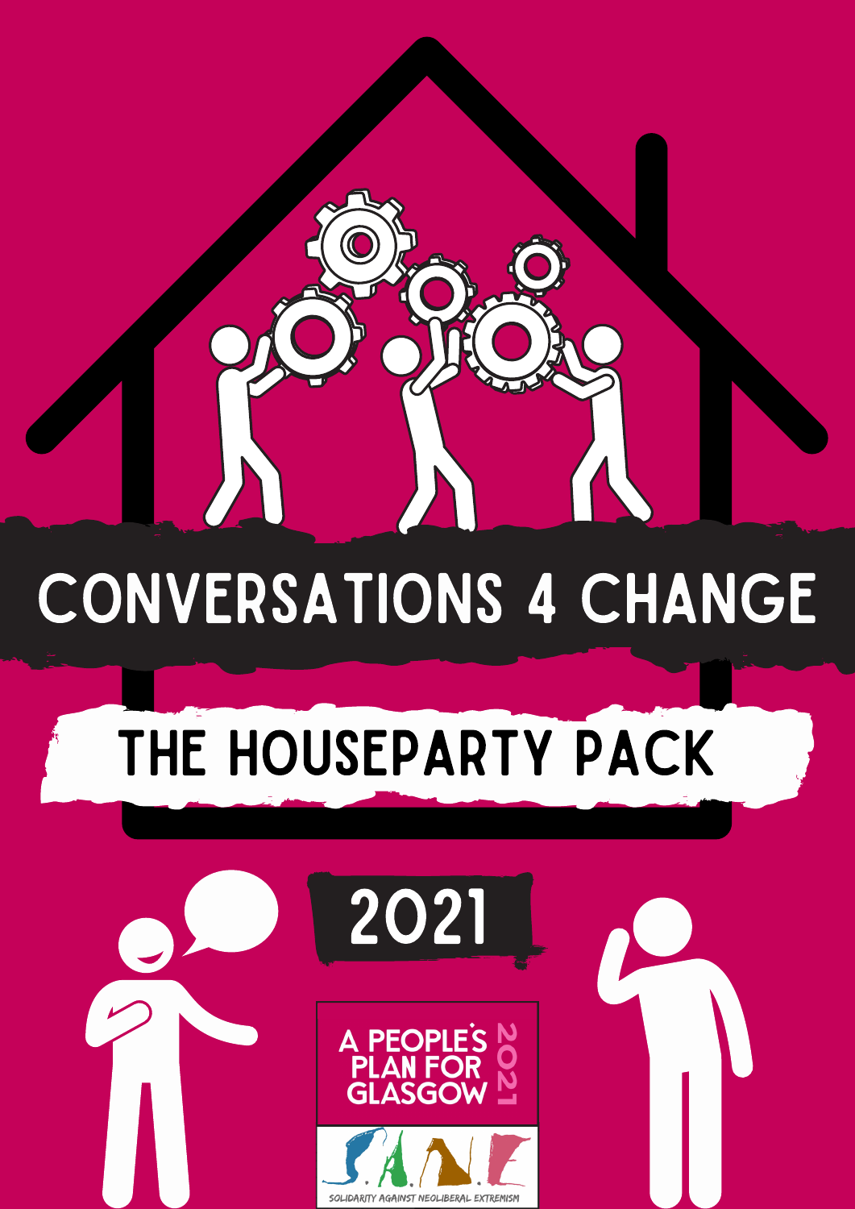# CONVERSATIONS 4 CHANGE

## THE HOUSEPARTY PACK

2021

A PEOPLE'S PLAN FOR GLASGOW 2021

S.A.N.E

SOLIDARITY AGAINST NEOLIBERAL EXTREMISM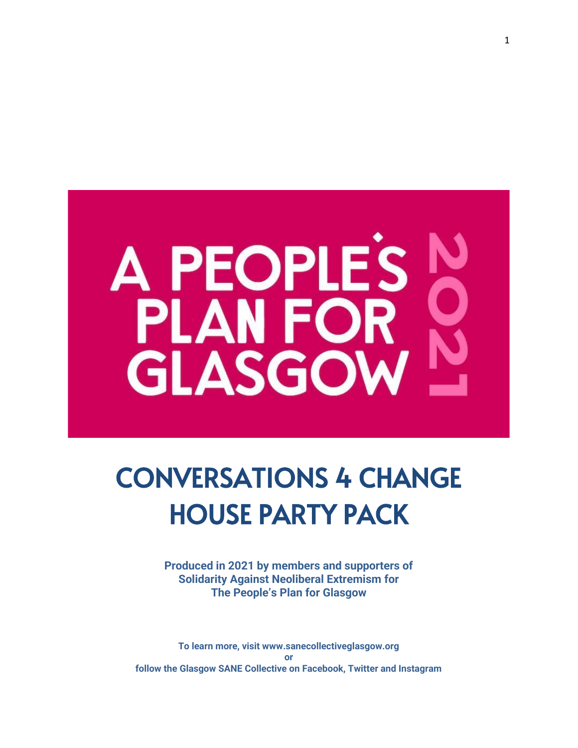# A PEOPLE'S PLAN FOR GLASGOW 2021

# CONVERSATIONS 4 CHANGE
# HOUSE PARTY PACK

**Produced in 2021 by members and supporters of Solidarity Against Neoliberal Extremism for The People's Plan for Glasgow**

**To learn more, visit www.sanecollectiveglasgow.org**
**or**
**follow the Glasgow SANE Collective on Facebook, Twitter and Instagram**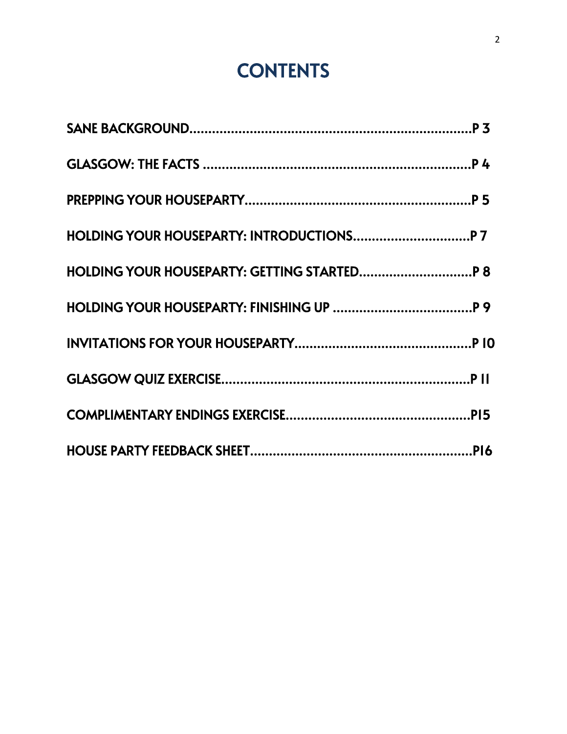# CONTENTS

SANE BACKGROUND..........................................................................P 3

GLASGOW: THE FACTS .......................................................................P 4

PREPPING YOUR HOUSEPARTY............................................................P 5

HOLDING YOUR HOUSEPARTY: INTRODUCTIONS...............................P 7

HOLDING YOUR HOUSEPARTY: GETTING STARTED..............................P 8

HOLDING YOUR HOUSEPARTY: FINISHING UP .....................................P 9

INVITATIONS FOR YOUR HOUSEPARTY...............................................P 10

GLASGOW QUIZ EXERCISE..................................................................P 11

COMPLIMENTARY ENDINGS EXERCISE.................................................P15

HOUSE PARTY FEEDBACK SHEET..........................................................P16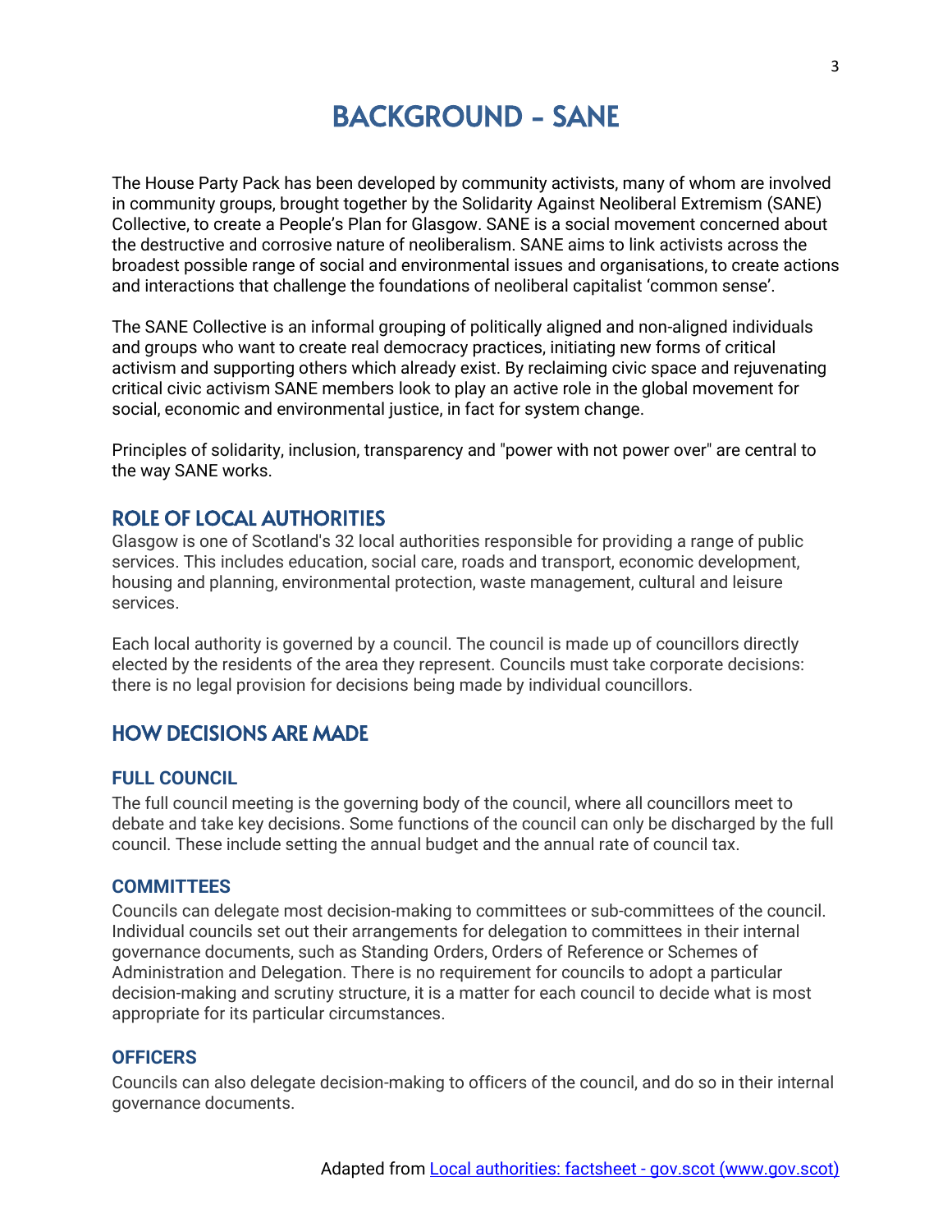# BACKGROUND - SANE

The House Party Pack has been developed by community activists, many of whom are involved in community groups, brought together by the Solidarity Against Neoliberal Extremism (SANE) Collective, to create a People's Plan for Glasgow. SANE is a social movement concerned about the destructive and corrosive nature of neoliberalism. SANE aims to link activists across the broadest possible range of social and environmental issues and organisations, to create actions and interactions that challenge the foundations of neoliberal capitalist 'common sense'.

The SANE Collective is an informal grouping of politically aligned and non-aligned individuals and groups who want to create real democracy practices, initiating new forms of critical activism and supporting others which already exist. By reclaiming civic space and rejuvenating critical civic activism SANE members look to play an active role in the global movement for social, economic and environmental justice, in fact for system change.

Principles of solidarity, inclusion, transparency and "power with not power over" are central to the way SANE works.

## ROLE OF LOCAL AUTHORITIES

Glasgow is one of Scotland's 32 local authorities responsible for providing a range of public services. This includes education, social care, roads and transport, economic development, housing and planning, environmental protection, waste management, cultural and leisure services.

Each local authority is governed by a council. The council is made up of councillors directly elected by the residents of the area they represent. Councils must take corporate decisions: there is no legal provision for decisions being made by individual councillors.

## HOW DECISIONS ARE MADE

### FULL COUNCIL

The full council meeting is the governing body of the council, where all councillors meet to debate and take key decisions. Some functions of the council can only be discharged by the full council. These include setting the annual budget and the annual rate of council tax.

### COMMITTEES

Councils can delegate most decision-making to committees or sub-committees of the council. Individual councils set out their arrangements for delegation to committees in their internal governance documents, such as Standing Orders, Orders of Reference or Schemes of Administration and Delegation. There is no requirement for councils to adopt a particular decision-making and scrutiny structure, it is a matter for each council to decide what is most appropriate for its particular circumstances.

### OFFICERS

Councils can also delegate decision-making to officers of the council, and do so in their internal governance documents.

Adapted from [Local authorities: factsheet - gov.scot (www.gov.scot)](https://www.gov.scot)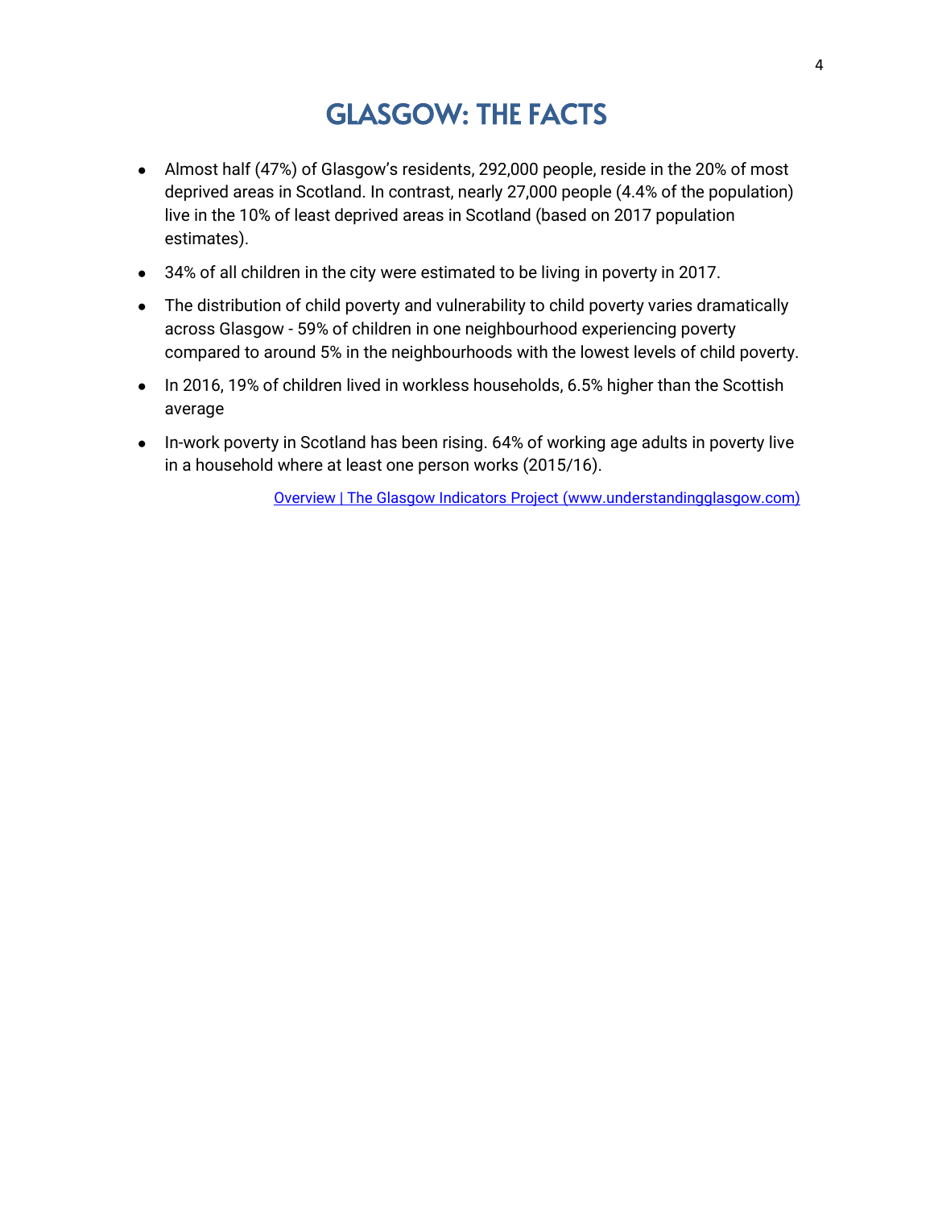# GLASGOW: THE FACTS

- Almost half (47%) of Glasgow's residents, 292,000 people, reside in the 20% of most deprived areas in Scotland. In contrast, nearly 27,000 people (4.4% of the population) live in the 10% of least deprived areas in Scotland (based on 2017 population estimates).
- 34% of all children in the city were estimated to be living in poverty in 2017.
- The distribution of child poverty and vulnerability to child poverty varies dramatically across Glasgow - 59% of children in one neighbourhood experiencing poverty compared to around 5% in the neighbourhoods with the lowest levels of child poverty.
- In 2016, 19% of children lived in workless households, 6.5% higher than the Scottish average
- In-work poverty in Scotland has been rising. 64% of working age adults in poverty live in a household where at least one person works (2015/16).

Overview | The Glasgow Indicators Project (www.understandingglasgow.com)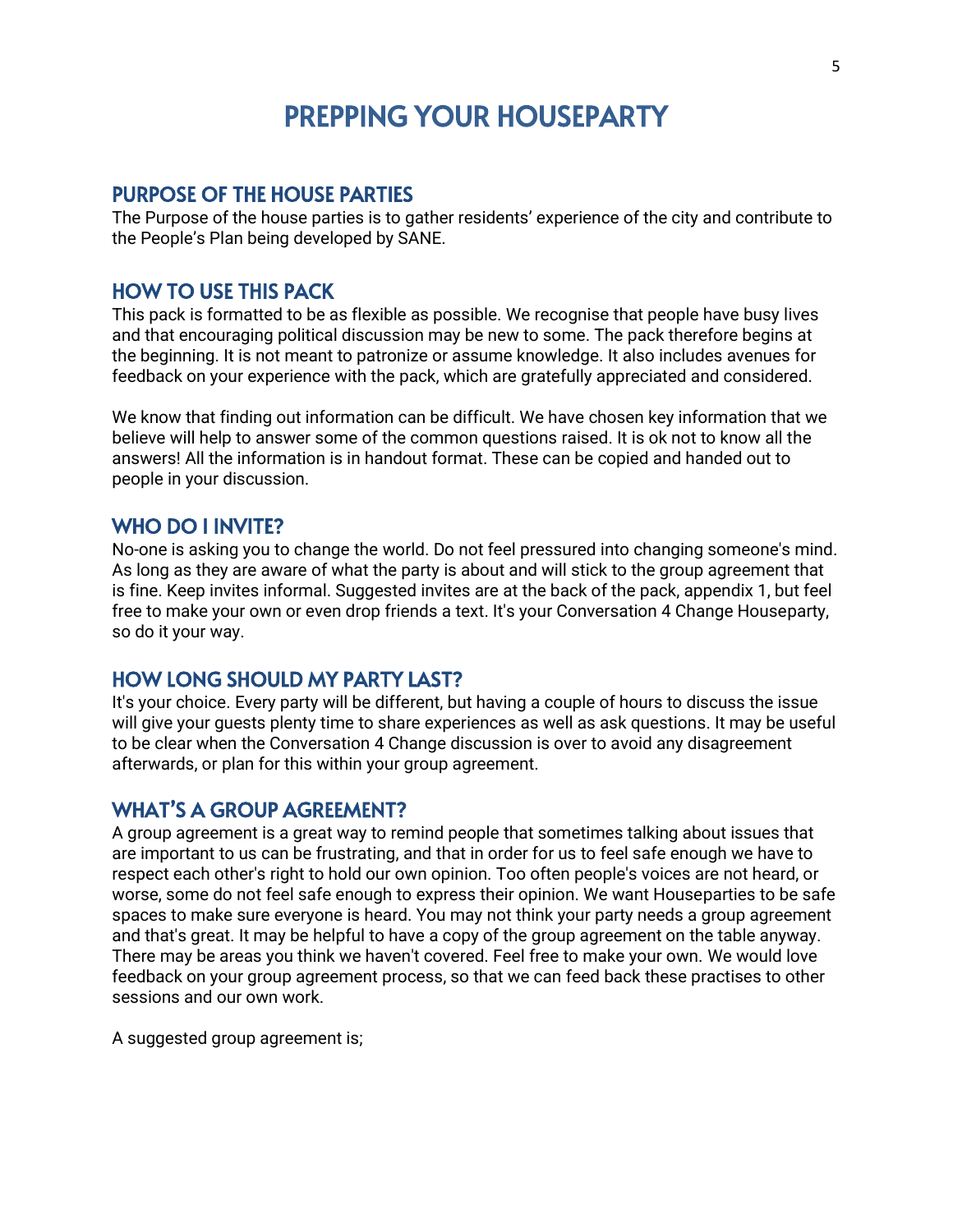# PREPPING YOUR HOUSEPARTY

## PURPOSE OF THE HOUSE PARTIES

The Purpose of the house parties is to gather residents' experience of the city and contribute to the People's Plan being developed by SANE.

## HOW TO USE THIS PACK

This pack is formatted to be as flexible as possible. We recognise that people have busy lives and that encouraging political discussion may be new to some. The pack therefore begins at the beginning. It is not meant to patronize or assume knowledge. It also includes avenues for feedback on your experience with the pack, which are gratefully appreciated and considered.

We know that finding out information can be difficult. We have chosen key information that we believe will help to answer some of the common questions raised. It is ok not to know all the answers! All the information is in handout format. These can be copied and handed out to people in your discussion.

## WHO DO I INVITE?

No-one is asking you to change the world. Do not feel pressured into changing someone's mind. As long as they are aware of what the party is about and will stick to the group agreement that is fine. Keep invites informal. Suggested invites are at the back of the pack, appendix 1, but feel free to make your own or even drop friends a text. It's your Conversation 4 Change Houseparty, so do it your way.

## HOW LONG SHOULD MY PARTY LAST?

It's your choice. Every party will be different, but having a couple of hours to discuss the issue will give your guests plenty time to share experiences as well as ask questions. It may be useful to be clear when the Conversation 4 Change discussion is over to avoid any disagreement afterwards, or plan for this within your group agreement.

## WHAT'S A GROUP AGREEMENT?

A group agreement is a great way to remind people that sometimes talking about issues that are important to us can be frustrating, and that in order for us to feel safe enough we have to respect each other's right to hold our own opinion. Too often people's voices are not heard, or worse, some do not feel safe enough to express their opinion. We want Houseparties to be safe spaces to make sure everyone is heard. You may not think your party needs a group agreement and that's great. It may be helpful to have a copy of the group agreement on the table anyway. There may be areas you think we haven't covered. Feel free to make your own. We would love feedback on your group agreement process, so that we can feed back these practises to other sessions and our own work.

A suggested group agreement is;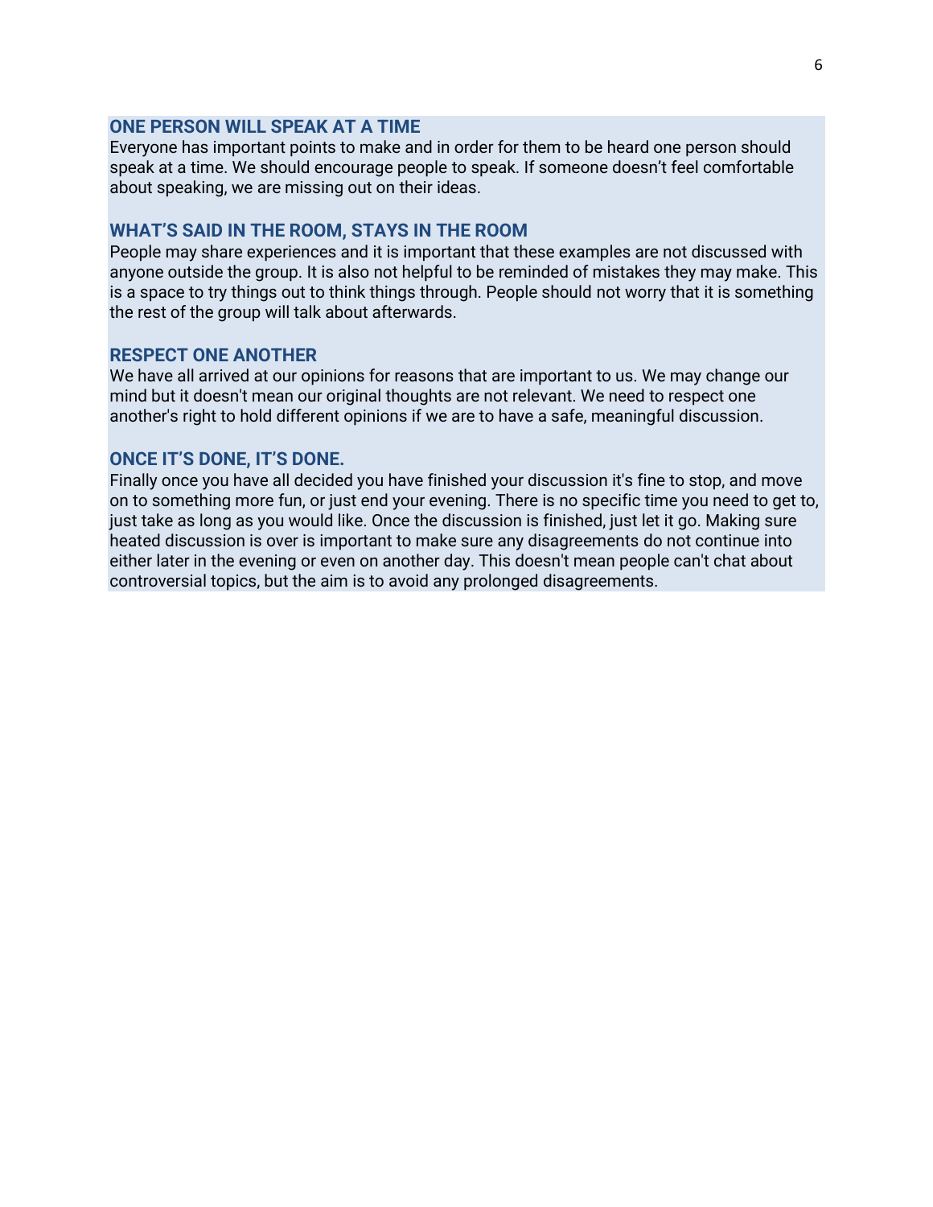### ONE PERSON WILL SPEAK AT A TIME

Everyone has important points to make and in order for them to be heard one person should speak at a time. We should encourage people to speak. If someone doesn't feel comfortable about speaking, we are missing out on their ideas.

### WHAT'S SAID IN THE ROOM, STAYS IN THE ROOM

People may share experiences and it is important that these examples are not discussed with anyone outside the group. It is also not helpful to be reminded of mistakes they may make. This is a space to try things out to think things through. People should not worry that it is something the rest of the group will talk about afterwards.

### RESPECT ONE ANOTHER

We have all arrived at our opinions for reasons that are important to us. We may change our mind but it doesn't mean our original thoughts are not relevant. We need to respect one another's right to hold different opinions if we are to have a safe, meaningful discussion.

### ONCE IT'S DONE, IT'S DONE.

Finally once you have all decided you have finished your discussion it's fine to stop, and move on to something more fun, or just end your evening. There is no specific time you need to get to, just take as long as you would like. Once the discussion is finished, just let it go. Making sure heated discussion is over is important to make sure any disagreements do not continue into either later in the evening or even on another day. This doesn't mean people can't chat about controversial topics, but the aim is to avoid any prolonged disagreements.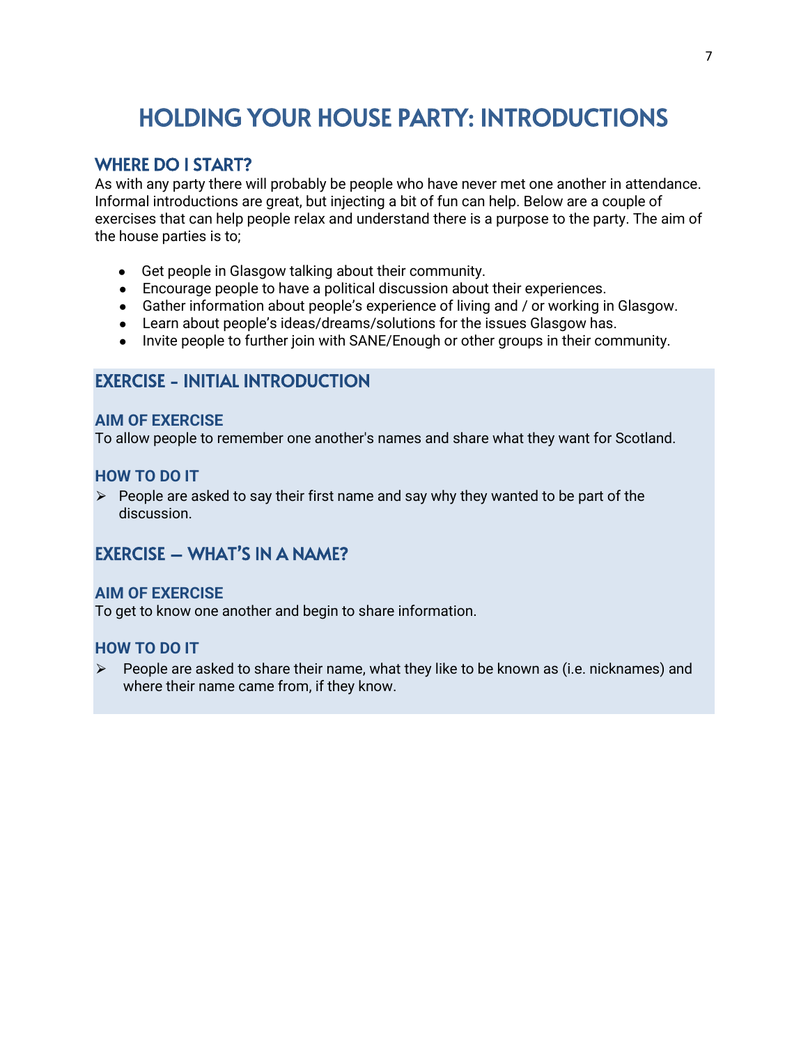# HOLDING YOUR HOUSE PARTY: INTRODUCTIONS

## WHERE DO I START?

As with any party there will probably be people who have never met one another in attendance. Informal introductions are great, but injecting a bit of fun can help. Below are a couple of exercises that can help people relax and understand there is a purpose to the party. The aim of the house parties is to;

- Get people in Glasgow talking about their community.
- Encourage people to have a political discussion about their experiences.
- Gather information about people's experience of living and / or working in Glasgow.
- Learn about people's ideas/dreams/solutions for the issues Glasgow has.
- Invite people to further join with SANE/Enough or other groups in their community.

## EXERCISE - INITIAL INTRODUCTION

### AIM OF EXERCISE

To allow people to remember one another's names and share what they want for Scotland.

### HOW TO DO IT

- People are asked to say their first name and say why they wanted to be part of the discussion.

## EXERCISE – WHAT'S IN A NAME?

### AIM OF EXERCISE

To get to know one another and begin to share information.

### HOW TO DO IT

- People are asked to share their name, what they like to be known as (i.e. nicknames) and where their name came from, if they know.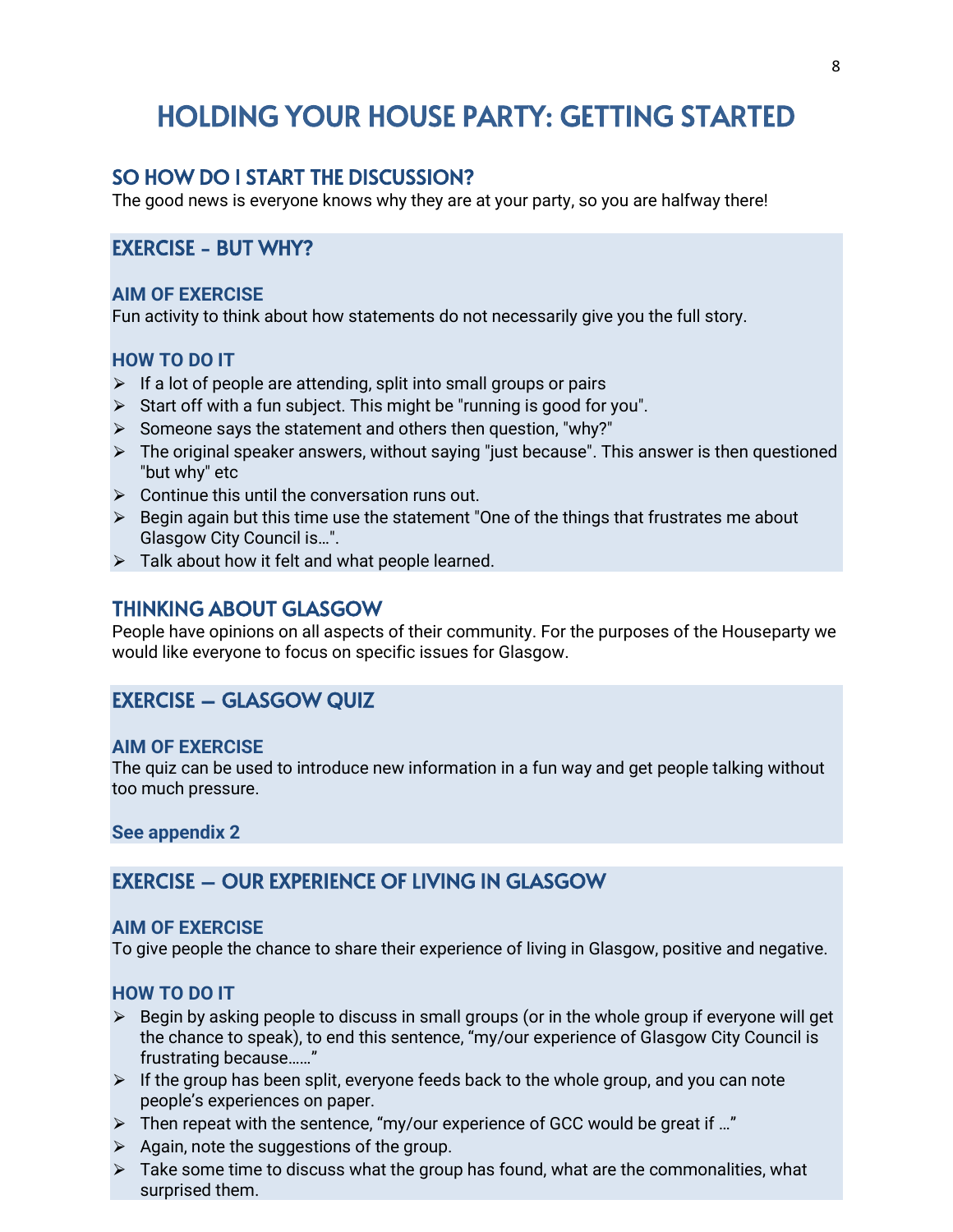# HOLDING YOUR HOUSE PARTY: GETTING STARTED

## SO HOW DO I START THE DISCUSSION?

The good news is everyone knows why they are at your party, so you are halfway there!

## EXERCISE - BUT WHY?

### AIM OF EXERCISE

Fun activity to think about how statements do not necessarily give you the full story.

### HOW TO DO IT

- If a lot of people are attending, split into small groups or pairs
- Start off with a fun subject. This might be "running is good for you".
- Someone says the statement and others then question, "why?"
- The original speaker answers, without saying "just because". This answer is then questioned "but why" etc
- Continue this until the conversation runs out.
- Begin again but this time use the statement "One of the things that frustrates me about Glasgow City Council is…".
- Talk about how it felt and what people learned.

## THINKING ABOUT GLASGOW

People have opinions on all aspects of their community. For the purposes of the Houseparty we would like everyone to focus on specific issues for Glasgow.

## EXERCISE – GLASGOW QUIZ

### AIM OF EXERCISE

The quiz can be used to introduce new information in a fun way and get people talking without too much pressure.

**See appendix 2**

## EXERCISE – OUR EXPERIENCE OF LIVING IN GLASGOW

### AIM OF EXERCISE

To give people the chance to share their experience of living in Glasgow, positive and negative.

### HOW TO DO IT

- Begin by asking people to discuss in small groups (or in the whole group if everyone will get the chance to speak), to end this sentence, "my/our experience of Glasgow City Council is frustrating because……"
- If the group has been split, everyone feeds back to the whole group, and you can note people's experiences on paper.
- Then repeat with the sentence, "my/our experience of GCC would be great if …"
- Again, note the suggestions of the group.
- Take some time to discuss what the group has found, what are the commonalities, what surprised them.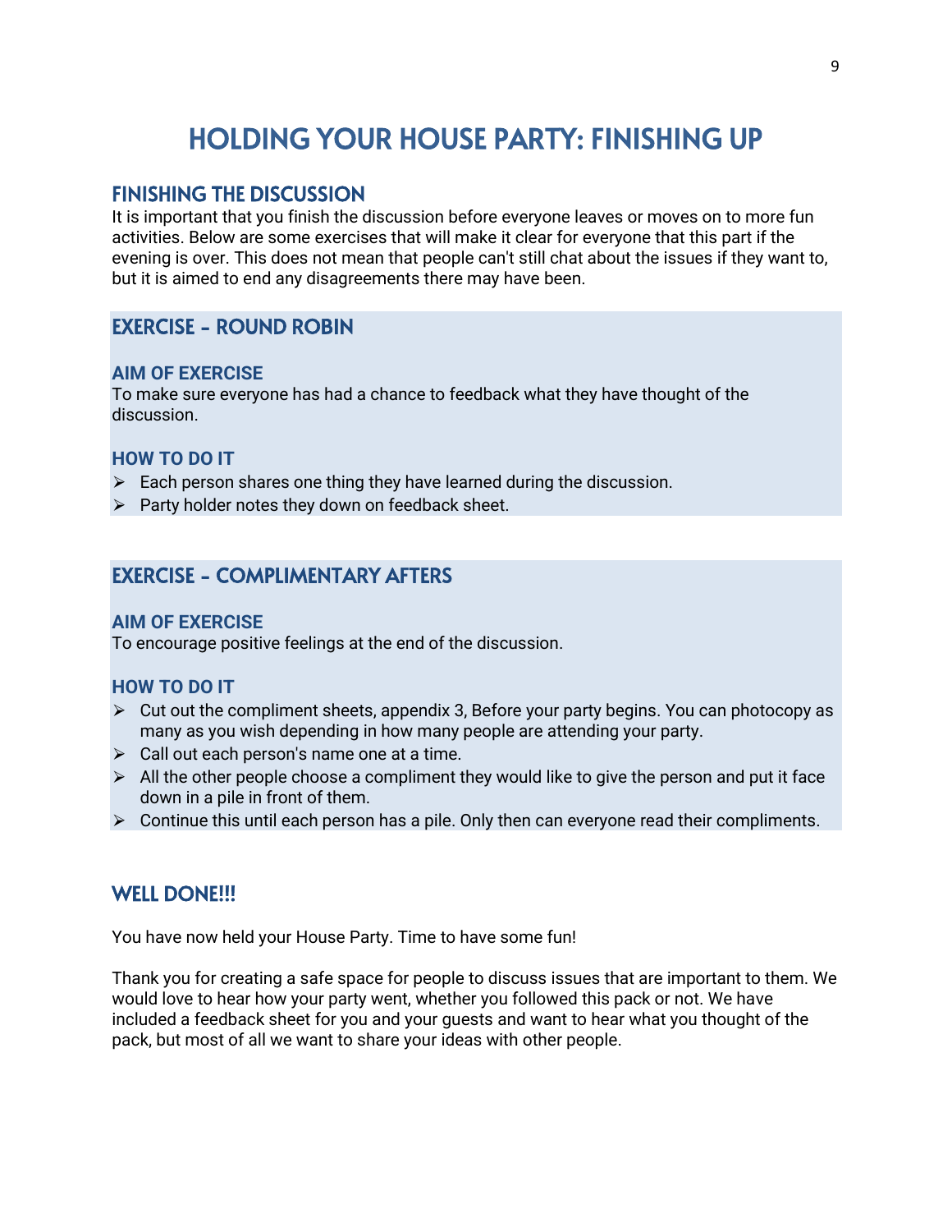# HOLDING YOUR HOUSE PARTY: FINISHING UP

## FINISHING THE DISCUSSION

It is important that you finish the discussion before everyone leaves or moves on to more fun activities. Below are some exercises that will make it clear for everyone that this part if the evening is over. This does not mean that people can't still chat about the issues if they want to, but it is aimed to end any disagreements there may have been.

## EXERCISE - ROUND ROBIN

### AIM OF EXERCISE

To make sure everyone has had a chance to feedback what they have thought of the discussion.

### HOW TO DO IT

- Each person shares one thing they have learned during the discussion.
- Party holder notes they down on feedback sheet.

## EXERCISE - COMPLIMENTARY AFTERS

### AIM OF EXERCISE

To encourage positive feelings at the end of the discussion.

### HOW TO DO IT

- Cut out the compliment sheets, appendix 3, Before your party begins. You can photocopy as many as you wish depending in how many people are attending your party.
- Call out each person's name one at a time.
- All the other people choose a compliment they would like to give the person and put it face down in a pile in front of them.
- Continue this until each person has a pile. Only then can everyone read their compliments.

## WELL DONE!!!

You have now held your House Party. Time to have some fun!

Thank you for creating a safe space for people to discuss issues that are important to them. We would love to hear how your party went, whether you followed this pack or not. We have included a feedback sheet for you and your guests and want to hear what you thought of the pack, but most of all we want to share your ideas with other people.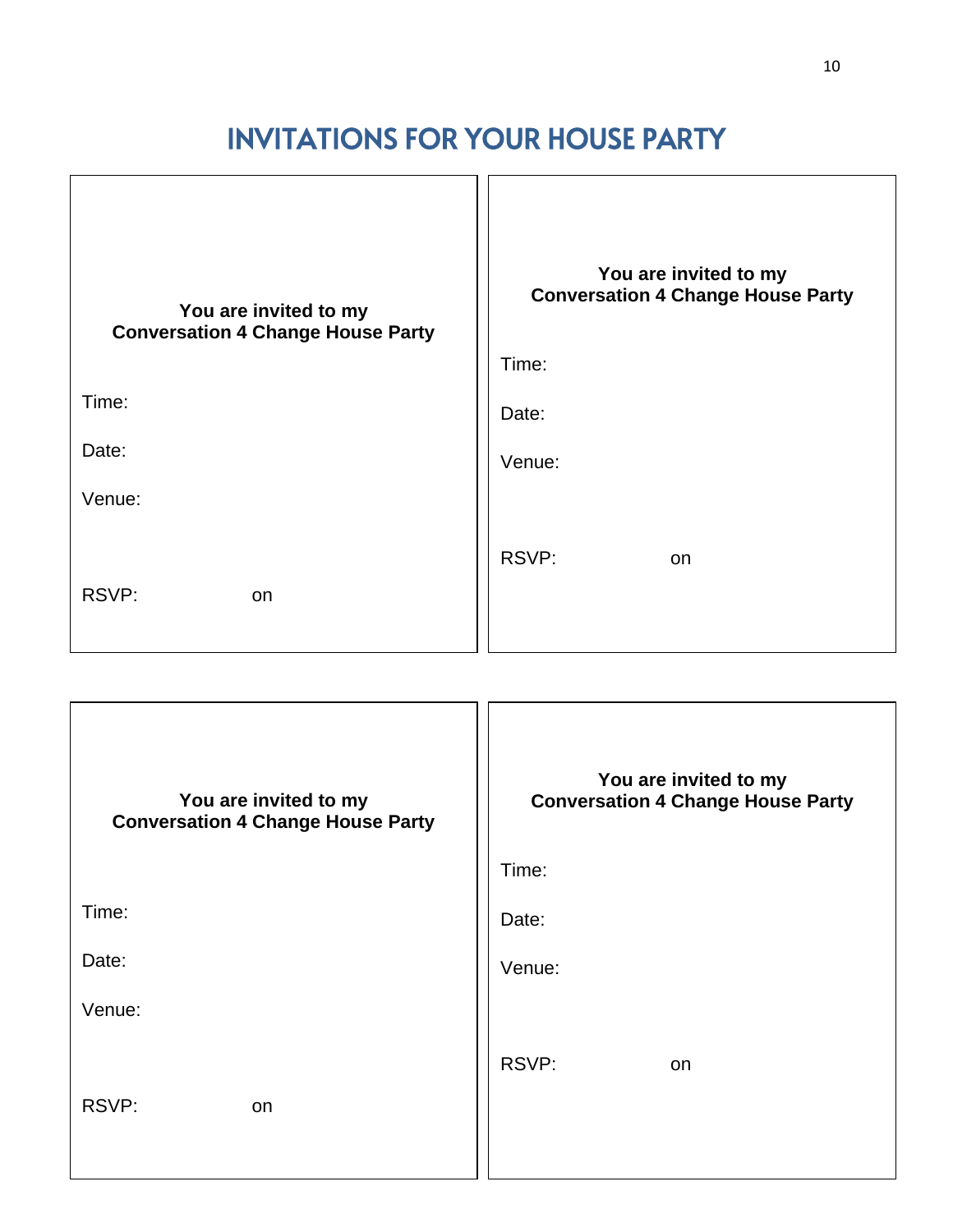# INVITATIONS FOR YOUR HOUSE PARTY

**You are invited to my**
**Conversation 4 Change House Party**

Time:

Date:

Venue:

RSVP: on

---

**You are invited to my**
**Conversation 4 Change House Party**

Time:

Date:

Venue:

RSVP: on

---

**You are invited to my**
**Conversation 4 Change House Party**

Time:

Date:

Venue:

RSVP: on

---

**You are invited to my**
**Conversation 4 Change House Party**

Time:

Date:

Venue:

RSVP: on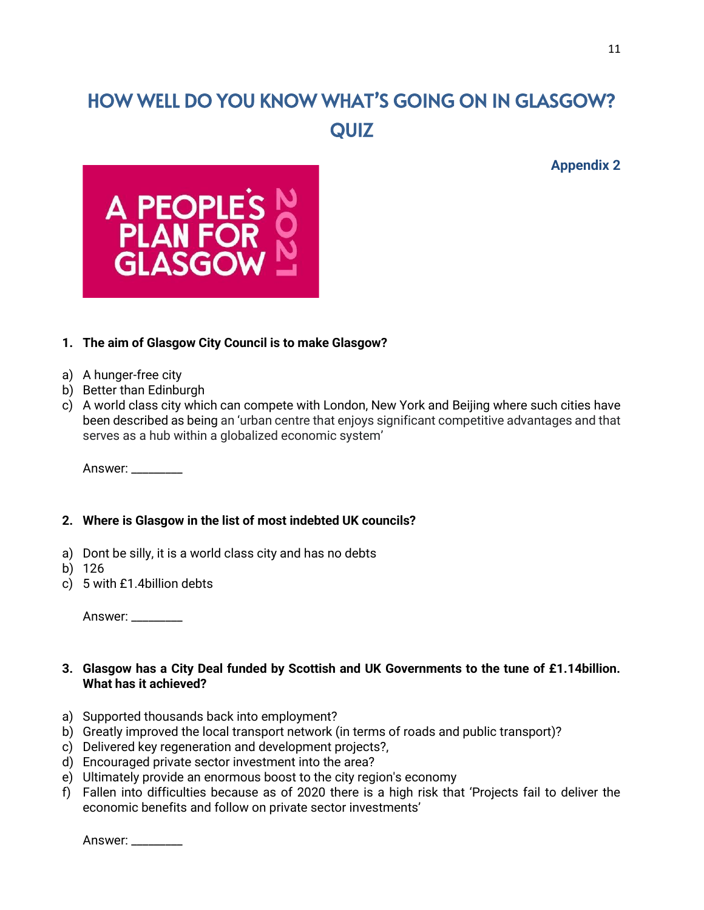# HOW WELL DO YOU KNOW WHAT'S GOING ON IN GLASGOW? QUIZ

**Appendix 2**

A PEOPLE'S PLAN FOR GLASGOW 2021

1. **The aim of Glasgow City Council is to make Glasgow?**

a) A hunger-free city
b) Better than Edinburgh
c) A world class city which can compete with London, New York and Beijing where such cities have been described as being an 'urban centre that enjoys significant competitive advantages and that serves as a hub within a globalized economic system'

Answer: ________

2. **Where is Glasgow in the list of most indebted UK councils?**

a) Dont be silly, it is a world class city and has no debts
b) 126
c) 5 with £1.4billion debts

Answer: ________

3. **Glasgow has a City Deal funded by Scottish and UK Governments to the tune of £1.14billion. What has it achieved?**

a) Supported thousands back into employment?
b) Greatly improved the local transport network (in terms of roads and public transport)?
c) Delivered key regeneration and development projects?,
d) Encouraged private sector investment into the area?
e) Ultimately provide an enormous boost to the city region's economy
f) Fallen into difficulties because as of 2020 there is a high risk that 'Projects fail to deliver the economic benefits and follow on private sector investments'

Answer: ________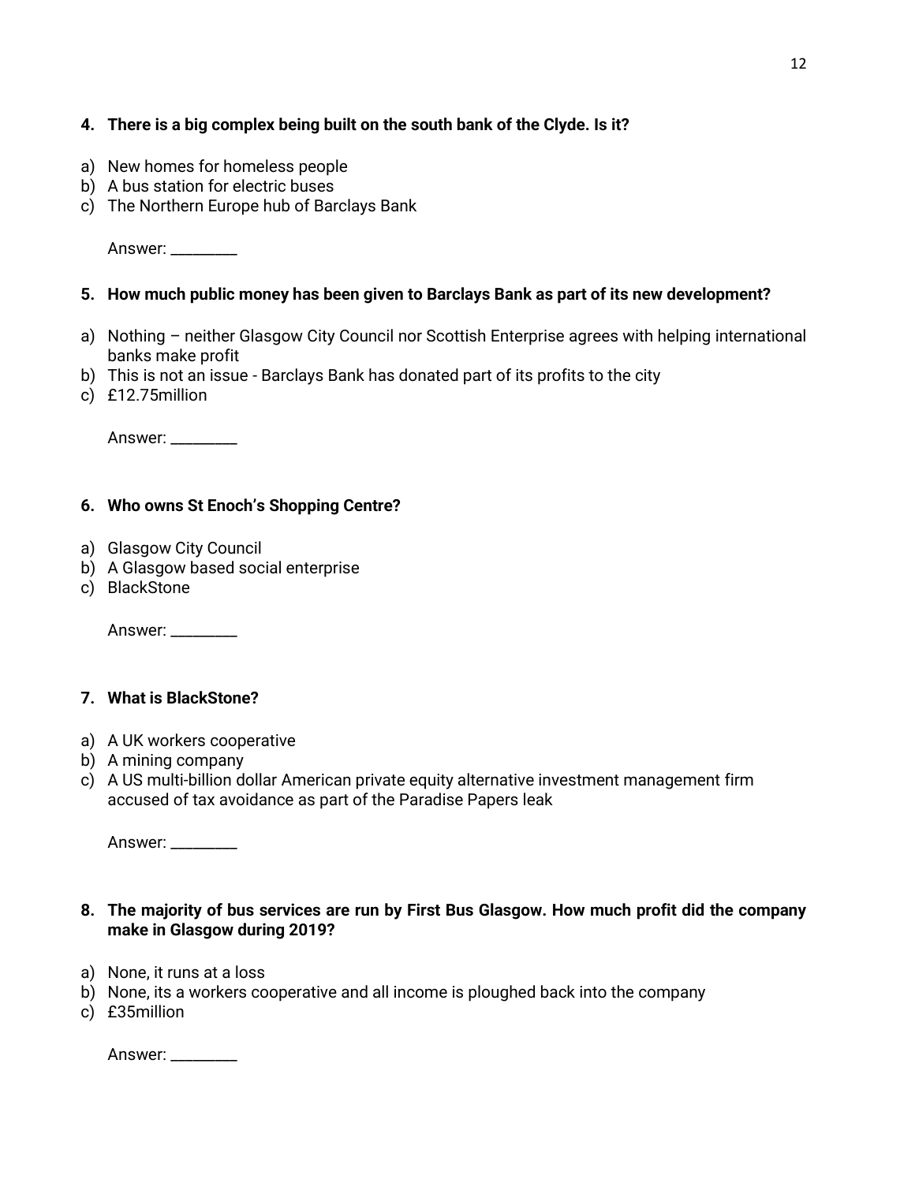**4. There is a big complex being built on the south bank of the Clyde. Is it?**

a) New homes for homeless people
b) A bus station for electric buses
c) The Northern Europe hub of Barclays Bank

Answer: ________

**5. How much public money has been given to Barclays Bank as part of its new development?**

a) Nothing – neither Glasgow City Council nor Scottish Enterprise agrees with helping international banks make profit
b) This is not an issue - Barclays Bank has donated part of its profits to the city
c) £12.75million

Answer: ________

**6. Who owns St Enoch's Shopping Centre?**

a) Glasgow City Council
b) A Glasgow based social enterprise
c) BlackStone

Answer: ________

**7. What is BlackStone?**

a) A UK workers cooperative
b) A mining company
c) A US multi-billion dollar American private equity alternative investment management firm accused of tax avoidance as part of the Paradise Papers leak

Answer: ________

**8. The majority of bus services are run by First Bus Glasgow. How much profit did the company make in Glasgow during 2019?**

a) None, it runs at a loss
b) None, its a workers cooperative and all income is ploughed back into the company
c) £35million

Answer: ________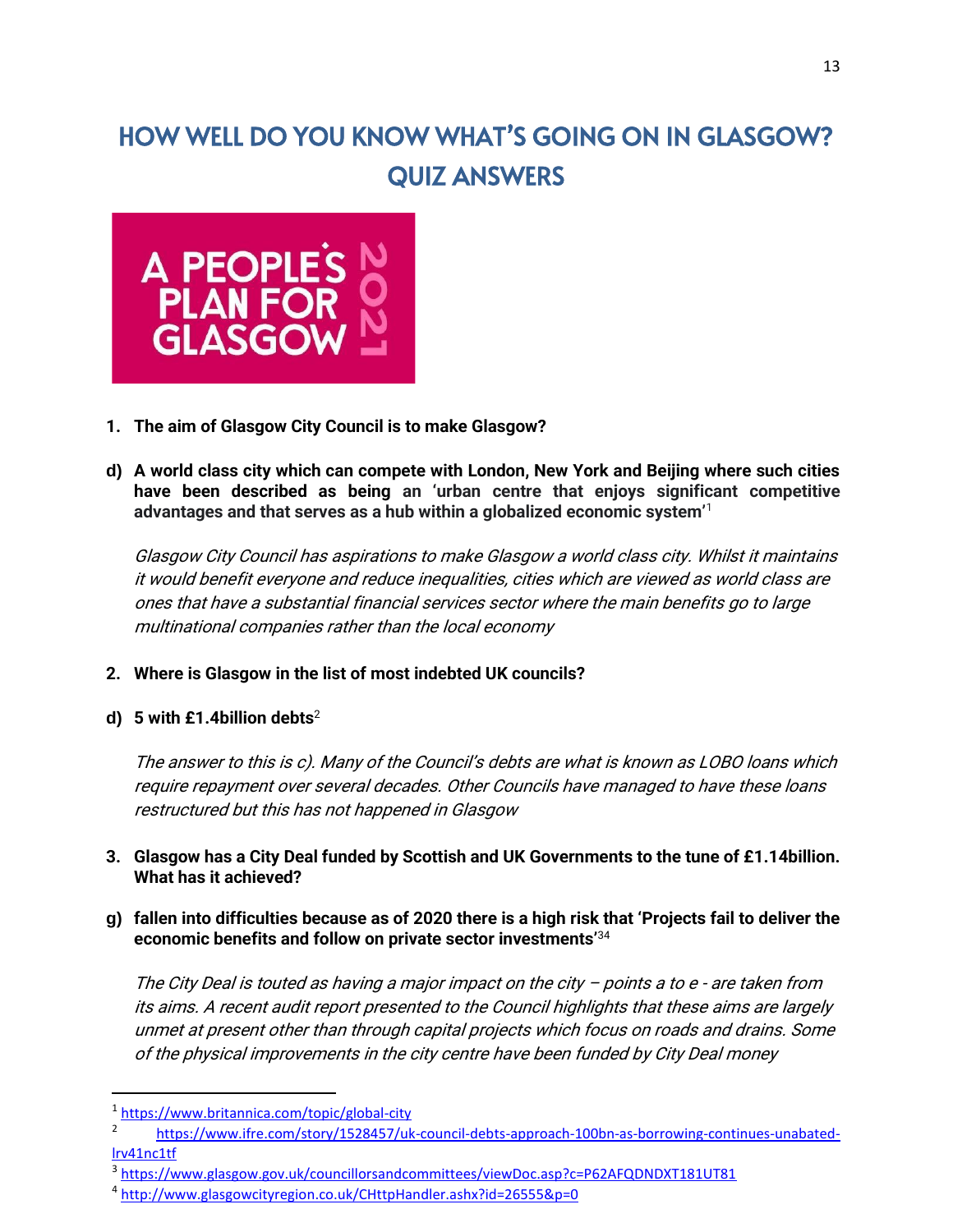# HOW WELL DO YOU KNOW WHAT'S GOING ON IN GLASGOW? QUIZ ANSWERS

A PEOPLE'S PLAN FOR GLASGOW 2021

1. **The aim of Glasgow City Council is to make Glasgow?**

d) **A world class city which can compete with London, New York and Beijing where such cities have been described as being an 'urban centre that enjoys significant competitive advantages and that serves as a hub within a globalized economic system'**[1]

*Glasgow City Council has aspirations to make Glasgow a world class city. Whilst it maintains it would benefit everyone and reduce inequalities, cities which are viewed as world class are ones that have a substantial financial services sector where the main benefits go to large multinational companies rather than the local economy*

2. **Where is Glasgow in the list of most indebted UK councils?**

d) **5 with £1.4billion debts**[2]

*The answer to this is c). Many of the Council's debts are what is known as LOBO loans which require repayment over several decades. Other Councils have managed to have these loans restructured but this has not happened in Glasgow*

3. **Glasgow has a City Deal funded by Scottish and UK Governments to the tune of £1.14billion. What has it achieved?**

g) **fallen into difficulties because as of 2020 there is a high risk that 'Projects fail to deliver the economic benefits and follow on private sector investments'**[3][4]

*The City Deal is touted as having a major impact on the city – points a to e - are taken from its aims. A recent audit report presented to the Council highlights that these aims are largely unmet at present other than through capital projects which focus on roads and drains. Some of the physical improvements in the city centre have been funded by City Deal money*

---

[1] https://www.britannica.com/topic/global-city

[2] https://www.ifre.com/story/1528457/uk-council-debts-approach-100bn-as-borrowing-continues-unabated-lrv41nc1tf

[3] https://www.glasgow.gov.uk/councillorsandcommittees/viewDoc.asp?c=P62AFQDNDXT181UT81

[4] http://www.glasgowcityregion.co.uk/CHttpHandler.ashx?id=26555&p=0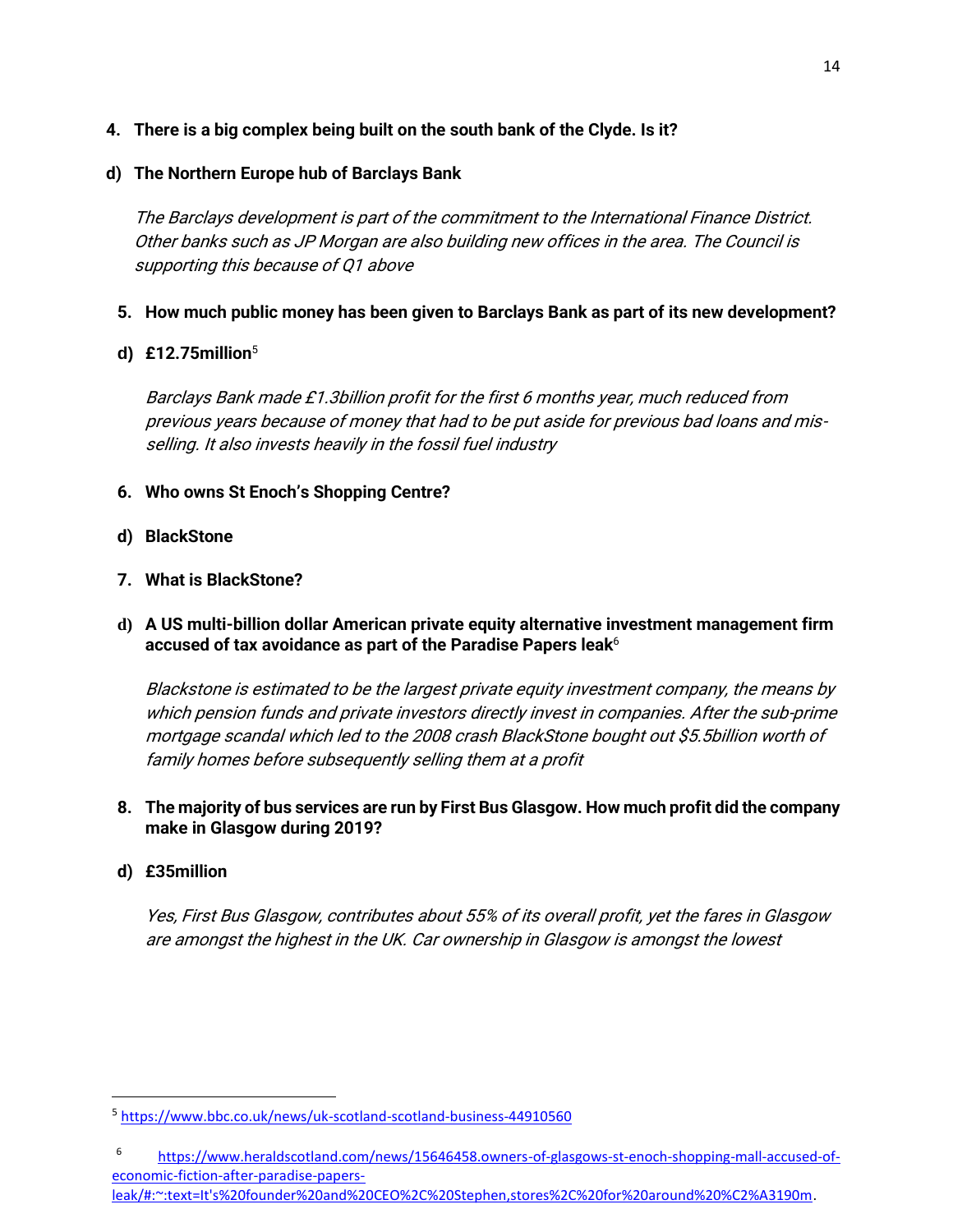**4. There is a big complex being built on the south bank of the Clyde. Is it?**

**d) The Northern Europe hub of Barclays Bank**

*The Barclays development is part of the commitment to the International Finance District. Other banks such as JP Morgan are also building new offices in the area. The Council is supporting this because of Q1 above*

**5. How much public money has been given to Barclays Bank as part of its new development?**

**d) £12.75million**[5]

*Barclays Bank made £1.3billion profit for the first 6 months year, much reduced from previous years because of money that had to be put aside for previous bad loans and mis-selling. It also invests heavily in the fossil fuel industry*

**6. Who owns St Enoch's Shopping Centre?**

**d) BlackStone**

**7. What is BlackStone?**

**d) A US multi-billion dollar American private equity alternative investment management firm accused of tax avoidance as part of the Paradise Papers leak**[6]

*Blackstone is estimated to be the largest private equity investment company, the means by which pension funds and private investors directly invest in companies. After the sub-prime mortgage scandal which led to the 2008 crash BlackStone bought out $5.5billion worth of family homes before subsequently selling them at a profit*

**8. The majority of bus services are run by First Bus Glasgow. How much profit did the company make in Glasgow during 2019?**

**d) £35million**

*Yes, First Bus Glasgow, contributes about 55% of its overall profit, yet the fares in Glasgow are amongst the highest in the UK. Car ownership in Glasgow is amongst the lowest*

---

[5] https://www.bbc.co.uk/news/uk-scotland-scotland-business-44910560

[6] https://www.heraldscotland.com/news/15646458.owners-of-glasgows-st-enoch-shopping-mall-accused-of-economic-fiction-after-paradise-papers-leak/#:~:text=It's%20founder%20and%20CEO%2C%20Stephen,stores%2C%20for%20around%20%C2%A3190m.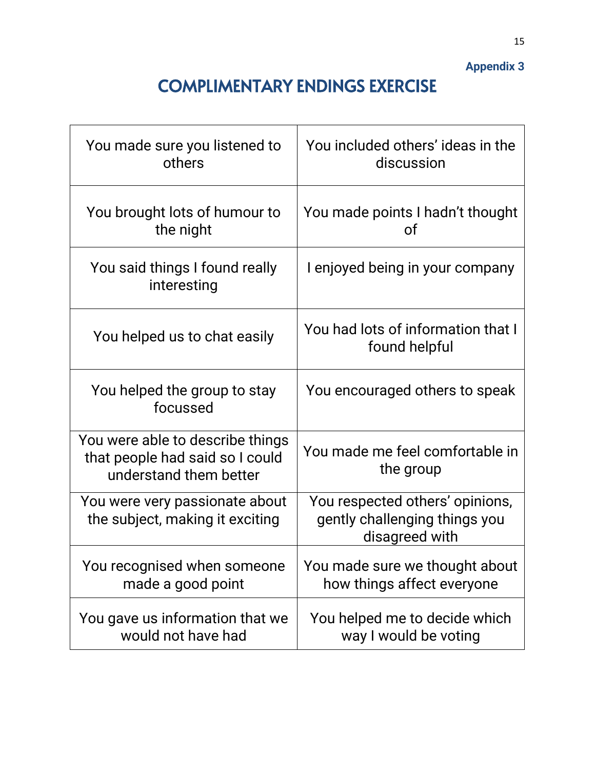**Appendix 3**

# COMPLIMENTARY ENDINGS EXERCISE

| | |
|---|---|
| You made sure you listened to others | You included others' ideas in the discussion |
| You brought lots of humour to the night | You made points I hadn't thought of |
| You said things I found really interesting | I enjoyed being in your company |
| You helped us to chat easily | You had lots of information that I found helpful |
| You helped the group to stay focussed | You encouraged others to speak |
| You were able to describe things that people had said so I could understand them better | You made me feel comfortable in the group |
| You were very passionate about the subject, making it exciting | You respected others' opinions, gently challenging things you disagreed with |
| You recognised when someone made a good point | You made sure we thought about how things affect everyone |
| You gave us information that we would not have had | You helped me to decide which way I would be voting |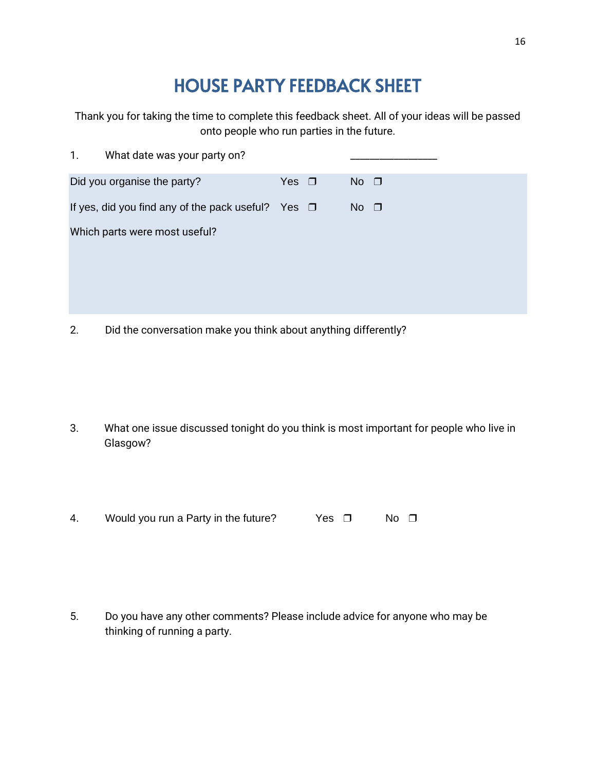# HOUSE PARTY FEEDBACK SHEET

Thank you for taking the time to complete this feedback sheet. All of your ideas will be passed onto people who run parties in the future.

1. What date was your party on? ________________

Did you organise the party? Yes ❒ No ❒

If yes, did you find any of the pack useful? Yes ❒ No ❒

Which parts were most useful?

2. Did the conversation make you think about anything differently?

3. What one issue discussed tonight do you think is most important for people who live in Glasgow?

4. Would you run a Party in the future? Yes ❒ No ❒

5. Do you have any other comments? Please include advice for anyone who may be thinking of running a party.